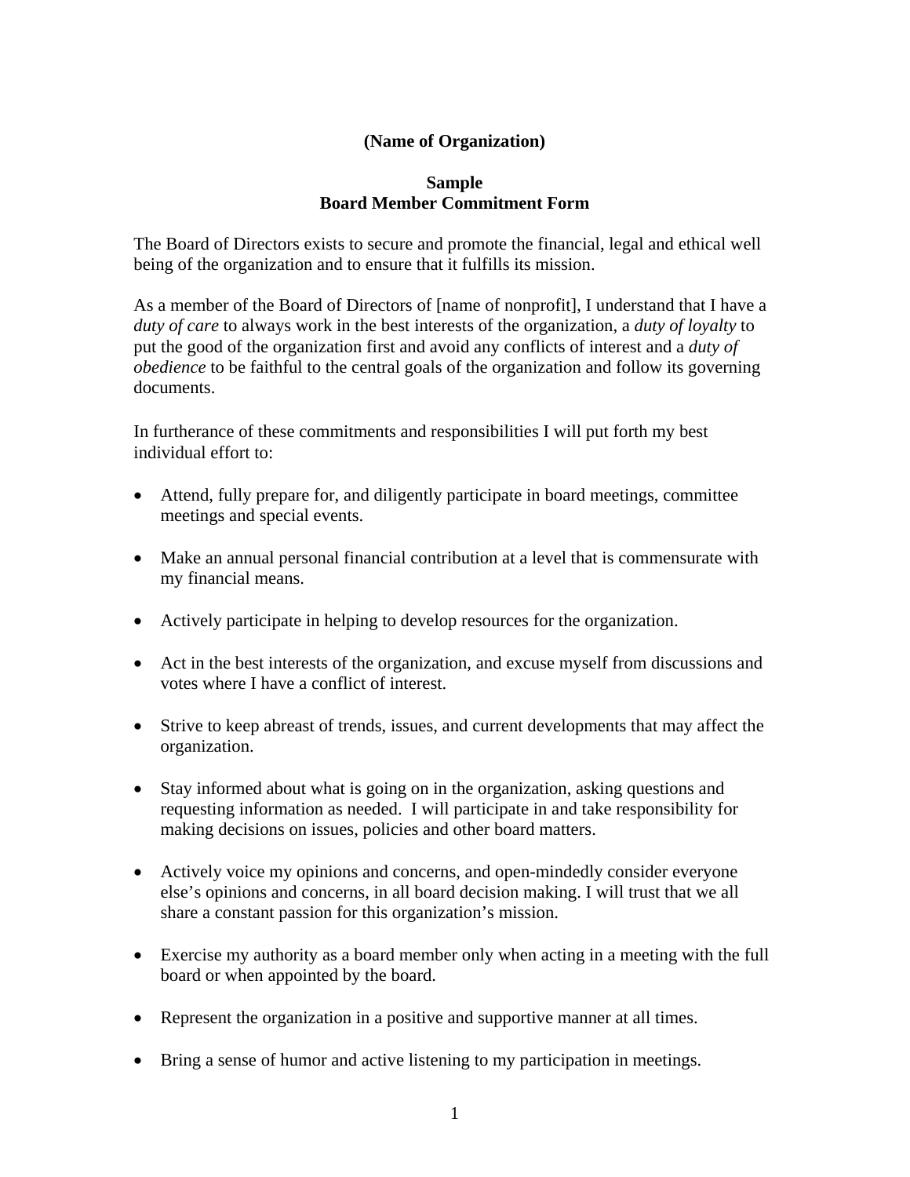**(Name of Organization)**

**Sample**
**Board Member Commitment Form**

The Board of Directors exists to secure and promote the financial, legal and ethical well being of the organization and to ensure that it fulfills its mission.

As a member of the Board of Directors of [name of nonprofit], I understand that I have a *duty of care* to always work in the best interests of the organization, a *duty of loyalty* to put the good of the organization first and avoid any conflicts of interest and a *duty of obedience* to be faithful to the central goals of the organization and follow its governing documents.

In furtherance of these commitments and responsibilities I will put forth my best individual effort to:

- Attend, fully prepare for, and diligently participate in board meetings, committee meetings and special events.
- Make an annual personal financial contribution at a level that is commensurate with my financial means.
- Actively participate in helping to develop resources for the organization.
- Act in the best interests of the organization, and excuse myself from discussions and votes where I have a conflict of interest.
- Strive to keep abreast of trends, issues, and current developments that may affect the organization.
- Stay informed about what is going on in the organization, asking questions and requesting information as needed. I will participate in and take responsibility for making decisions on issues, policies and other board matters.
- Actively voice my opinions and concerns, and open-mindedly consider everyone else's opinions and concerns, in all board decision making. I will trust that we all share a constant passion for this organization's mission.
- Exercise my authority as a board member only when acting in a meeting with the full board or when appointed by the board.
- Represent the organization in a positive and supportive manner at all times.
- Bring a sense of humor and active listening to my participation in meetings.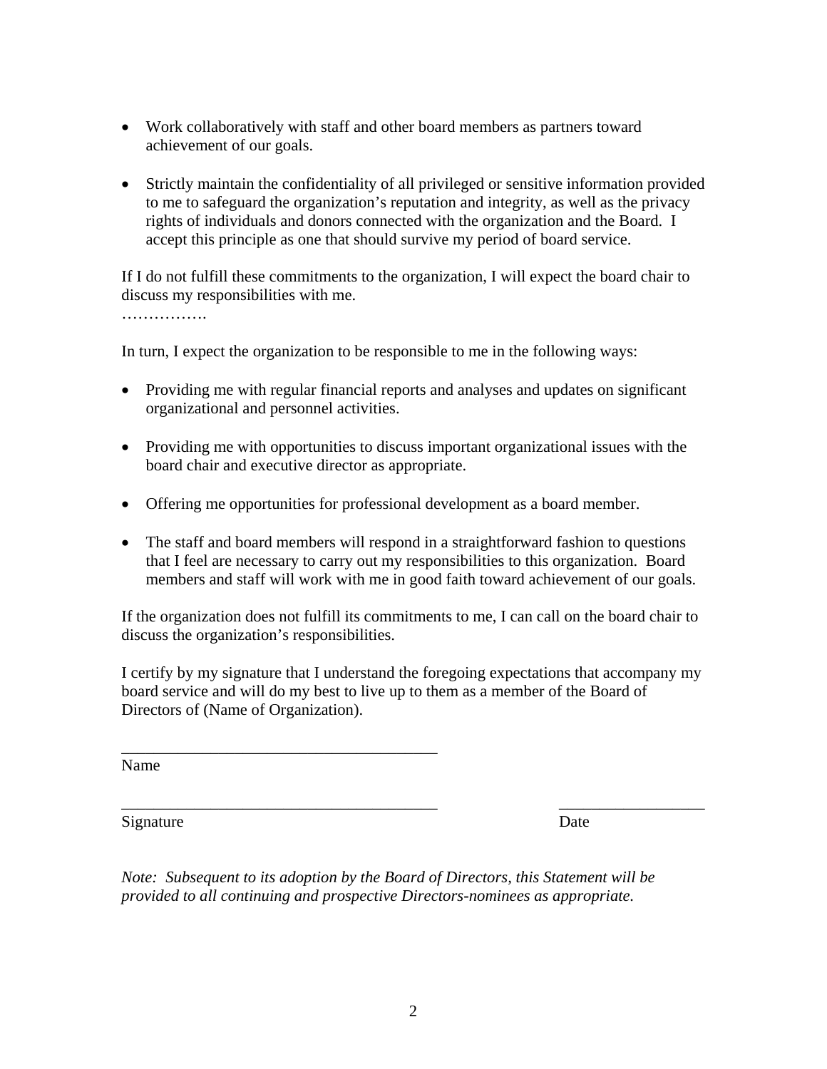- Work collaboratively with staff and other board members as partners toward achievement of our goals.

- Strictly maintain the confidentiality of all privileged or sensitive information provided to me to safeguard the organization's reputation and integrity, as well as the privacy rights of individuals and donors connected with the organization and the Board. I accept this principle as one that should survive my period of board service.

If I do not fulfill these commitments to the organization, I will expect the board chair to discuss my responsibilities with me.
…………….

In turn, I expect the organization to be responsible to me in the following ways:

- Providing me with regular financial reports and analyses and updates on significant organizational and personnel activities.

- Providing me with opportunities to discuss important organizational issues with the board chair and executive director as appropriate.

- Offering me opportunities for professional development as a board member.

- The staff and board members will respond in a straightforward fashion to questions that I feel are necessary to carry out my responsibilities to this organization. Board members and staff will work with me in good faith toward achievement of our goals.

If the organization does not fulfill its commitments to me, I can call on the board chair to discuss the organization's responsibilities.

I certify by my signature that I understand the foregoing expectations that accompany my board service and will do my best to live up to them as a member of the Board of Directors of (Name of Organization).

________________________________________
Name

________________________________________ __________________
Signature Date

*Note: Subsequent to its adoption by the Board of Directors, this Statement will be provided to all continuing and prospective Directors-nominees as appropriate.*